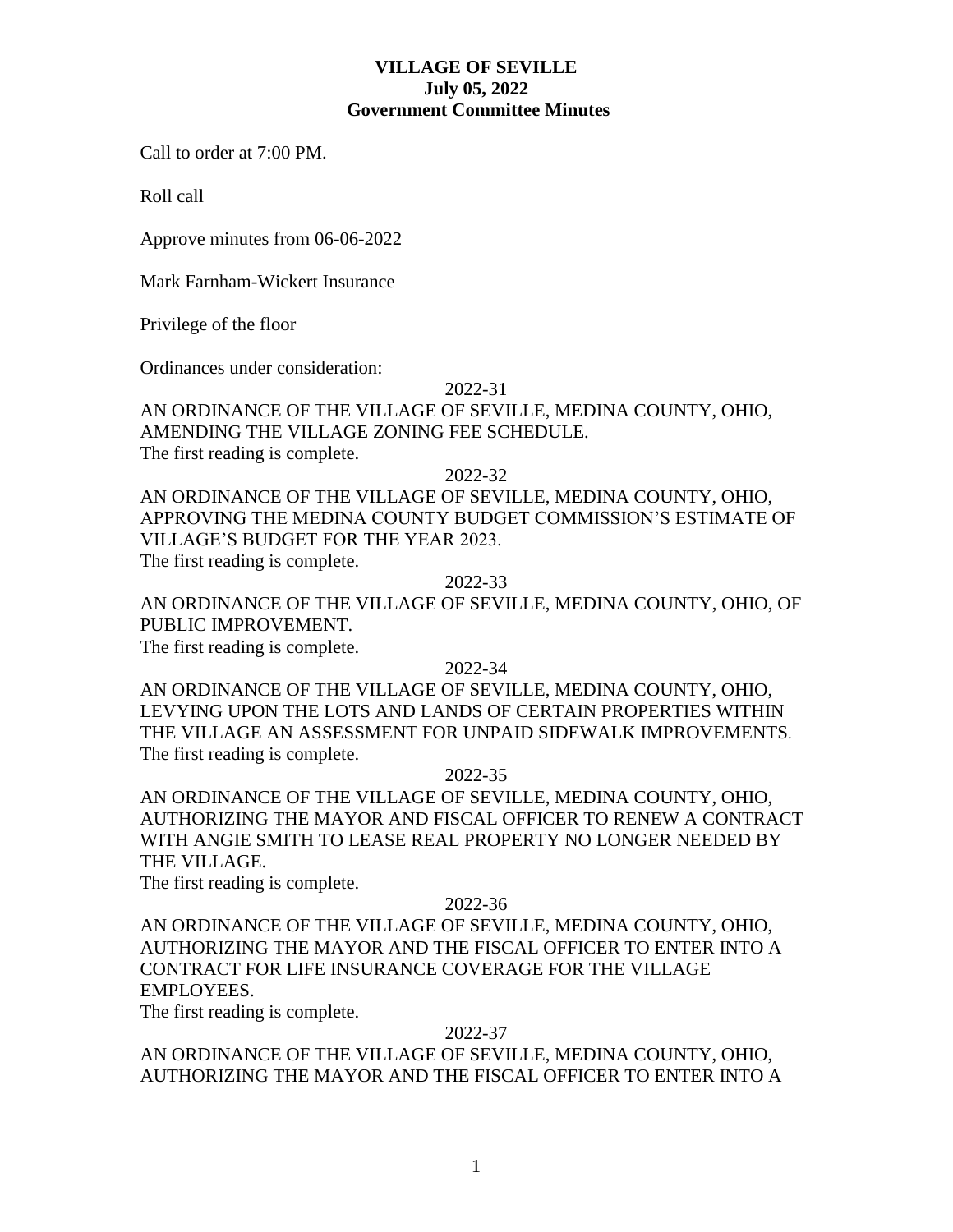# VILLAGE OF SEVILLE
## July 05, 2022
## Government Committee Minutes

Call to order at 7:00 PM.

Roll call

Approve minutes from 06-06-2022

Mark Farnham-Wickert Insurance

Privilege of the floor

Ordinances under consideration:

2022-31

AN ORDINANCE OF THE VILLAGE OF SEVILLE, MEDINA COUNTY, OHIO, AMENDING THE VILLAGE ZONING FEE SCHEDULE.
The first reading is complete.

2022-32

AN ORDINANCE OF THE VILLAGE OF SEVILLE, MEDINA COUNTY, OHIO, APPROVING THE MEDINA COUNTY BUDGET COMMISSION'S ESTIMATE OF VILLAGE'S BUDGET FOR THE YEAR 2023.
The first reading is complete.

2022-33

AN ORDINANCE OF THE VILLAGE OF SEVILLE, MEDINA COUNTY, OHIO, OF PUBLIC IMPROVEMENT.
The first reading is complete.

2022-34

AN ORDINANCE OF THE VILLAGE OF SEVILLE, MEDINA COUNTY, OHIO, LEVYING UPON THE LOTS AND LANDS OF CERTAIN PROPERTIES WITHIN THE VILLAGE AN ASSESSMENT FOR UNPAID SIDEWALK IMPROVEMENTS.
The first reading is complete.

2022-35

AN ORDINANCE OF THE VILLAGE OF SEVILLE, MEDINA COUNTY, OHIO, AUTHORIZING THE MAYOR AND FISCAL OFFICER TO RENEW A CONTRACT WITH ANGIE SMITH TO LEASE REAL PROPERTY NO LONGER NEEDED BY THE VILLAGE.
The first reading is complete.

2022-36

AN ORDINANCE OF THE VILLAGE OF SEVILLE, MEDINA COUNTY, OHIO, AUTHORIZING THE MAYOR AND THE FISCAL OFFICER TO ENTER INTO A CONTRACT FOR LIFE INSURANCE COVERAGE FOR THE VILLAGE EMPLOYEES.
The first reading is complete.

2022-37

AN ORDINANCE OF THE VILLAGE OF SEVILLE, MEDINA COUNTY, OHIO, AUTHORIZING THE MAYOR AND THE FISCAL OFFICER TO ENTER INTO A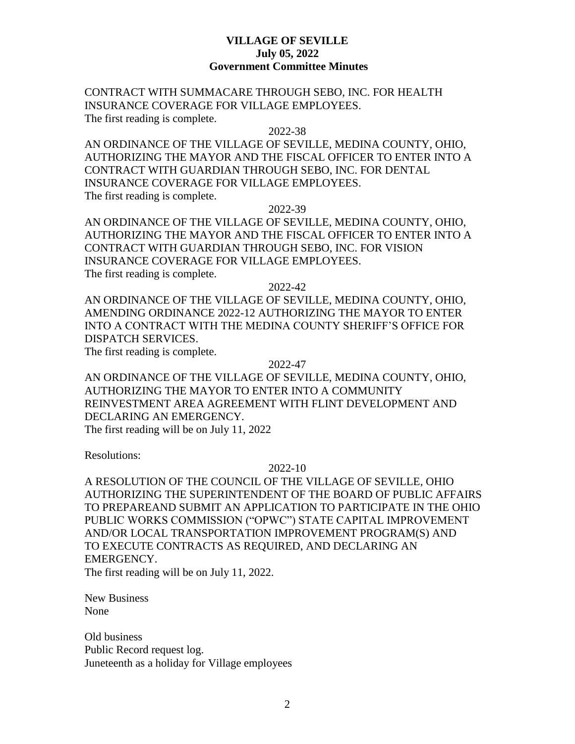**VILLAGE OF SEVILLE**
**July 05, 2022**
**Government Committee Minutes**

CONTRACT WITH SUMMACARE THROUGH SEBO, INC. FOR HEALTH INSURANCE COVERAGE FOR VILLAGE EMPLOYEES.
The first reading is complete.

2022-38

AN ORDINANCE OF THE VILLAGE OF SEVILLE, MEDINA COUNTY, OHIO, AUTHORIZING THE MAYOR AND THE FISCAL OFFICER TO ENTER INTO A CONTRACT WITH GUARDIAN THROUGH SEBO, INC. FOR DENTAL INSURANCE COVERAGE FOR VILLAGE EMPLOYEES.
The first reading is complete.

2022-39

AN ORDINANCE OF THE VILLAGE OF SEVILLE, MEDINA COUNTY, OHIO, AUTHORIZING THE MAYOR AND THE FISCAL OFFICER TO ENTER INTO A CONTRACT WITH GUARDIAN THROUGH SEBO, INC. FOR VISION INSURANCE COVERAGE FOR VILLAGE EMPLOYEES.
The first reading is complete.

2022-42

AN ORDINANCE OF THE VILLAGE OF SEVILLE, MEDINA COUNTY, OHIO, AMENDING ORDINANCE 2022-12 AUTHORIZING THE MAYOR TO ENTER INTO A CONTRACT WITH THE MEDINA COUNTY SHERIFF'S OFFICE FOR DISPATCH SERVICES.
The first reading is complete.

2022-47

AN ORDINANCE OF THE VILLAGE OF SEVILLE, MEDINA COUNTY, OHIO, AUTHORIZING THE MAYOR TO ENTER INTO A COMMUNITY REINVESTMENT AREA AGREEMENT WITH FLINT DEVELOPMENT AND DECLARING AN EMERGENCY.
The first reading will be on July 11, 2022

Resolutions:

2022-10

A RESOLUTION OF THE COUNCIL OF THE VILLAGE OF SEVILLE, OHIO AUTHORIZING THE SUPERINTENDENT OF THE BOARD OF PUBLIC AFFAIRS TO PREPAREAND SUBMIT AN APPLICATION TO PARTICIPATE IN THE OHIO PUBLIC WORKS COMMISSION ("OPWC") STATE CAPITAL IMPROVEMENT AND/OR LOCAL TRANSPORTATION IMPROVEMENT PROGRAM(S) AND TO EXECUTE CONTRACTS AS REQUIRED, AND DECLARING AN EMERGENCY.
The first reading will be on July 11, 2022.

New Business
None

Old business
Public Record request log.
Juneteenth as a holiday for Village employees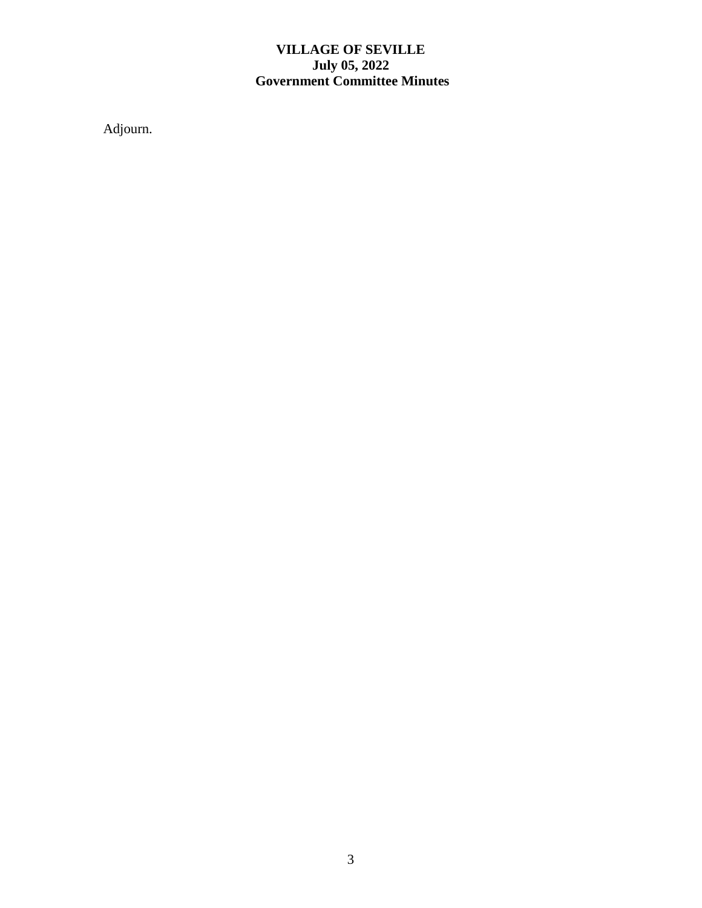Adjourn.